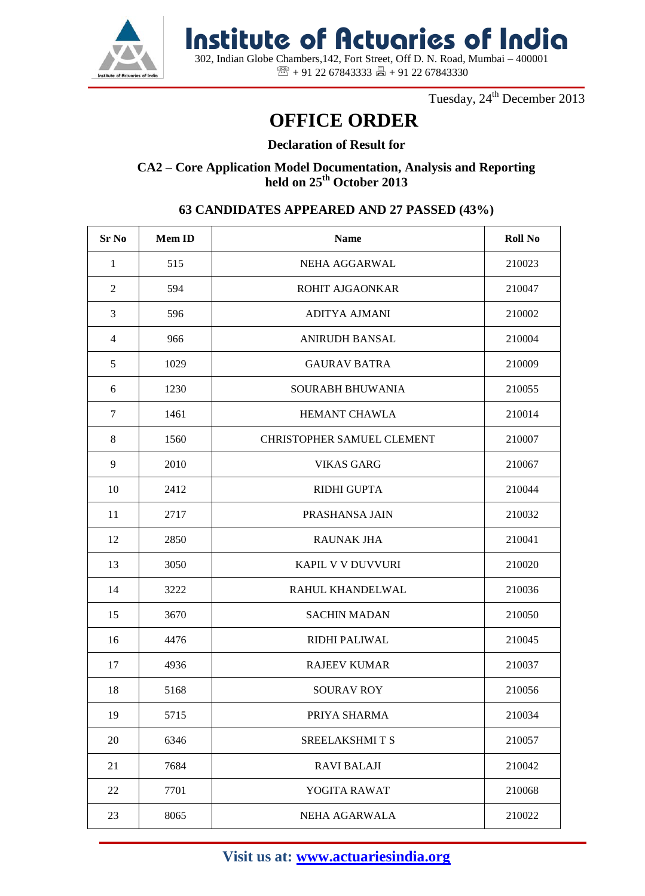# Institute of Actuaries of India

302, Indian Globe Chambers,142, Fort Street, Off D. N. Road, Mumbai – 400001
☏ + 91 22 67843333 🖷 + 91 22 67843330

Tuesday, 24th December 2013

# OFFICE ORDER

**Declaration of Result for**

**CA2 – Core Application Model Documentation, Analysis and Reporting held on 25th October 2013**

**63 CANDIDATES APPEARED AND 27 PASSED (43%)**

| Sr No | Mem ID | Name | Roll No |
|---|---|---|---|
| 1 | 515 | NEHA AGGARWAL | 210023 |
| 2 | 594 | ROHIT AJGAONKAR | 210047 |
| 3 | 596 | ADITYA AJMANI | 210002 |
| 4 | 966 | ANIRUDH BANSAL | 210004 |
| 5 | 1029 | GAURAV BATRA | 210009 |
| 6 | 1230 | SOURABH BHUWANIA | 210055 |
| 7 | 1461 | HEMANT CHAWLA | 210014 |
| 8 | 1560 | CHRISTOPHER SAMUEL CLEMENT | 210007 |
| 9 | 2010 | VIKAS GARG | 210067 |
| 10 | 2412 | RIDHI GUPTA | 210044 |
| 11 | 2717 | PRASHANSA JAIN | 210032 |
| 12 | 2850 | RAUNAK JHA | 210041 |
| 13 | 3050 | KAPIL V V DUVVURI | 210020 |
| 14 | 3222 | RAHUL KHANDELWAL | 210036 |
| 15 | 3670 | SACHIN MADAN | 210050 |
| 16 | 4476 | RIDHI PALIWAL | 210045 |
| 17 | 4936 | RAJEEV KUMAR | 210037 |
| 18 | 5168 | SOURAV ROY | 210056 |
| 19 | 5715 | PRIYA SHARMA | 210034 |
| 20 | 6346 | SREELAKSHMI T S | 210057 |
| 21 | 7684 | RAVI BALAJI | 210042 |
| 22 | 7701 | YOGITA RAWAT | 210068 |
| 23 | 8065 | NEHA AGARWALA | 210022 |

Visit us at: www.actuariesindia.org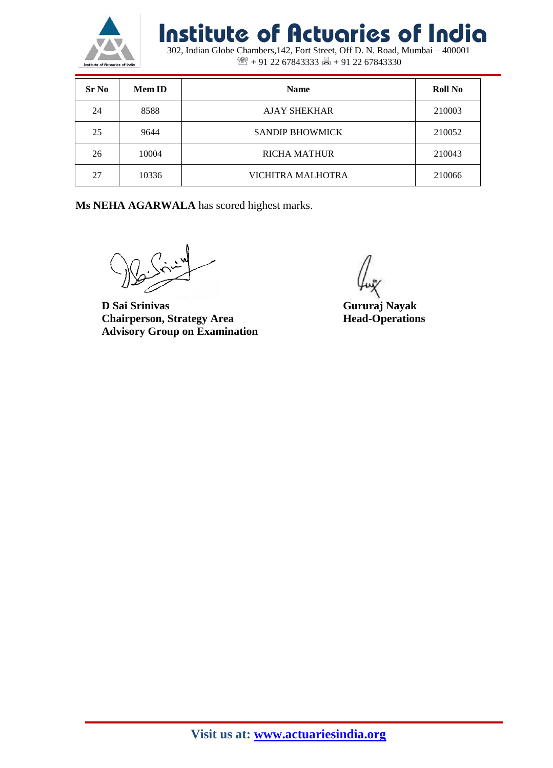| Sr No | Mem ID | Name | Roll No |
|---|---|---|---|
| 24 | 8588 | AJAY SHEKHAR | 210003 |
| 25 | 9644 | SANDIP BHOWMICK | 210052 |
| 26 | 10004 | RICHA MATHUR | 210043 |
| 27 | 10336 | VICHITRA MALHOTRA | 210066 |

**Ms NEHA AGARWALA** has scored highest marks.

**D Sai Srinivas**
**Chairperson, Strategy Area**
**Advisory Group on Examination**

**Gururaj Nayak**
**Head-Operations**